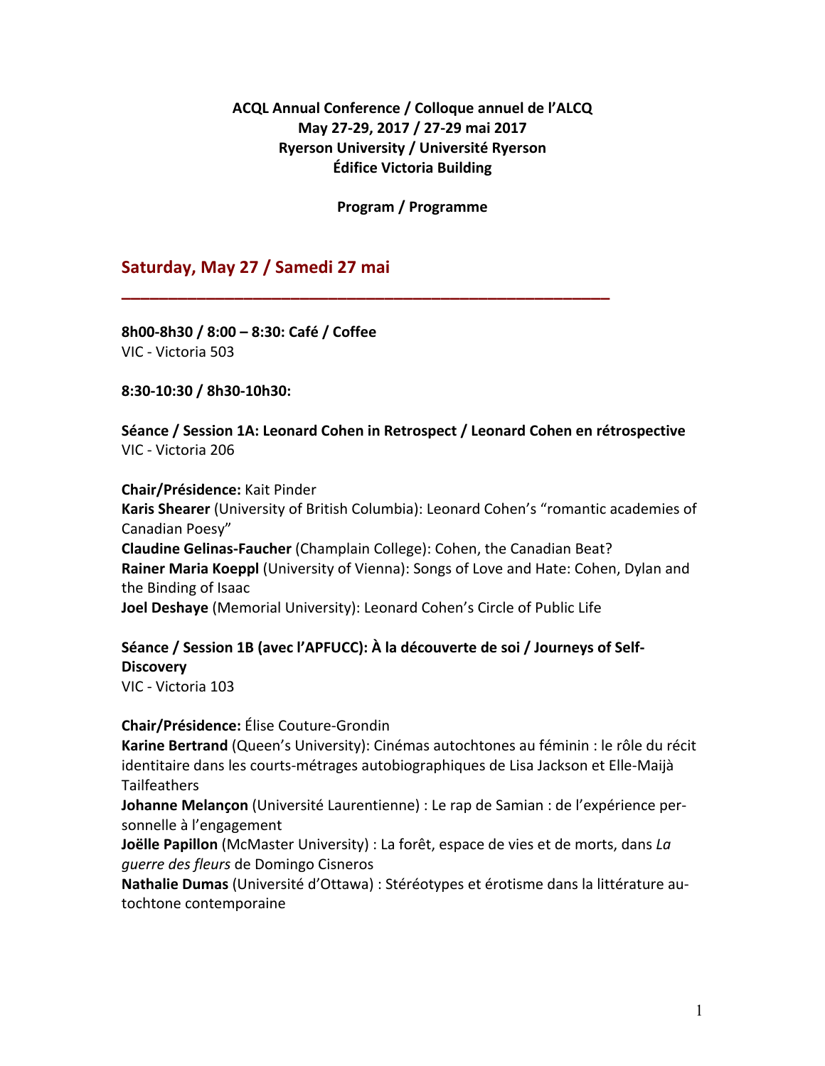**ACQL Annual Conference / Colloque annuel de l'ALCQ**
**May 27-29, 2017 / 27-29 mai 2017**
**Ryerson University / Université Ryerson**
**Édifice Victoria Building**

**Program / Programme**

## Saturday, May 27 / Samedi 27 mai

---

**8h00-8h30 / 8:00 – 8:30: Café / Coffee**
VIC - Victoria 503

**8:30-10:30 / 8h30-10h30:**

**Séance / Session 1A: Leonard Cohen in Retrospect / Leonard Cohen en rétrospective**
VIC - Victoria 206

**Chair/Présidence:** Kait Pinder
**Karis Shearer** (University of British Columbia): Leonard Cohen's "romantic academies of Canadian Poesy"
**Claudine Gelinas-Faucher** (Champlain College): Cohen, the Canadian Beat?
**Rainer Maria Koeppl** (University of Vienna): Songs of Love and Hate: Cohen, Dylan and the Binding of Isaac
**Joel Deshaye** (Memorial University): Leonard Cohen's Circle of Public Life

**Séance / Session 1B (avec l'APFUCC): À la découverte de soi / Journeys of Self-Discovery**
VIC - Victoria 103

**Chair/Présidence:** Élise Couture-Grondin
**Karine Bertrand** (Queen's University): Cinémas autochtones au féminin : le rôle du récit identitaire dans les courts-métrages autobiographiques de Lisa Jackson et Elle-Maijà Tailfeathers
**Johanne Melançon** (Université Laurentienne) : Le rap de Samian : de l'expérience personnelle à l'engagement
**Joëlle Papillon** (McMaster University) : La forêt, espace de vies et de morts, dans *La guerre des fleurs* de Domingo Cisneros
**Nathalie Dumas** (Université d'Ottawa) : Stéréotypes et érotisme dans la littérature autochtone contemporaine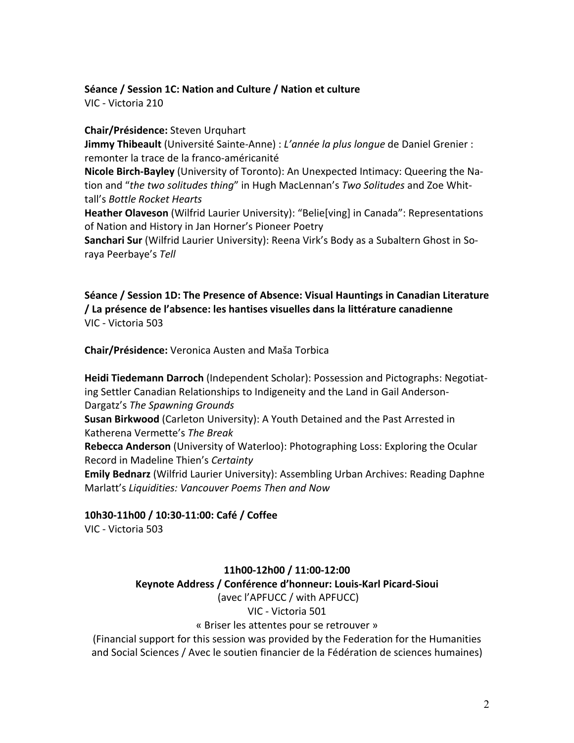**Séance / Session 1C: Nation and Culture / Nation et culture**
VIC - Victoria 210

**Chair/Présidence:** Steven Urquhart
**Jimmy Thibeault** (Université Sainte-Anne) : *L'année la plus longue* de Daniel Grenier : remonter la trace de la franco-américanité
**Nicole Birch-Bayley** (University of Toronto): An Unexpected Intimacy: Queering the Nation and "*the two solitudes thing*" in Hugh MacLennan's *Two Solitudes* and Zoe Whittall's *Bottle Rocket Hearts*
**Heather Olaveson** (Wilfrid Laurier University): "Belie[ving] in Canada": Representations of Nation and History in Jan Horner's Pioneer Poetry
**Sanchari Sur** (Wilfrid Laurier University): Reena Virk's Body as a Subaltern Ghost in Soraya Peerbaye's *Tell*

**Séance / Session 1D: The Presence of Absence: Visual Hauntings in Canadian Literature / La présence de l'absence: les hantises visuelles dans la littérature canadienne**
VIC - Victoria 503

**Chair/Présidence:** Veronica Austen and Maša Torbica

**Heidi Tiedemann Darroch** (Independent Scholar): Possession and Pictographs: Negotiating Settler Canadian Relationships to Indigeneity and the Land in Gail Anderson-Dargatz's *The Spawning Grounds*
**Susan Birkwood** (Carleton University): A Youth Detained and the Past Arrested in Katherena Vermette's *The Break*
**Rebecca Anderson** (University of Waterloo): Photographing Loss: Exploring the Ocular Record in Madeline Thien's *Certainty*
**Emily Bednarz** (Wilfrid Laurier University): Assembling Urban Archives: Reading Daphne Marlatt's *Liquidities: Vancouver Poems Then and Now*

**10h30-11h00 / 10:30-11:00: Café / Coffee**
VIC - Victoria 503

**11h00-12h00 / 11:00-12:00**
**Keynote Address / Conférence d'honneur: Louis-Karl Picard-Sioui**
(avec l'APFUCC / with APFUCC)
VIC - Victoria 501
« Briser les attentes pour se retrouver »
(Financial support for this session was provided by the Federation for the Humanities and Social Sciences / Avec le soutien financier de la Fédération de sciences humaines)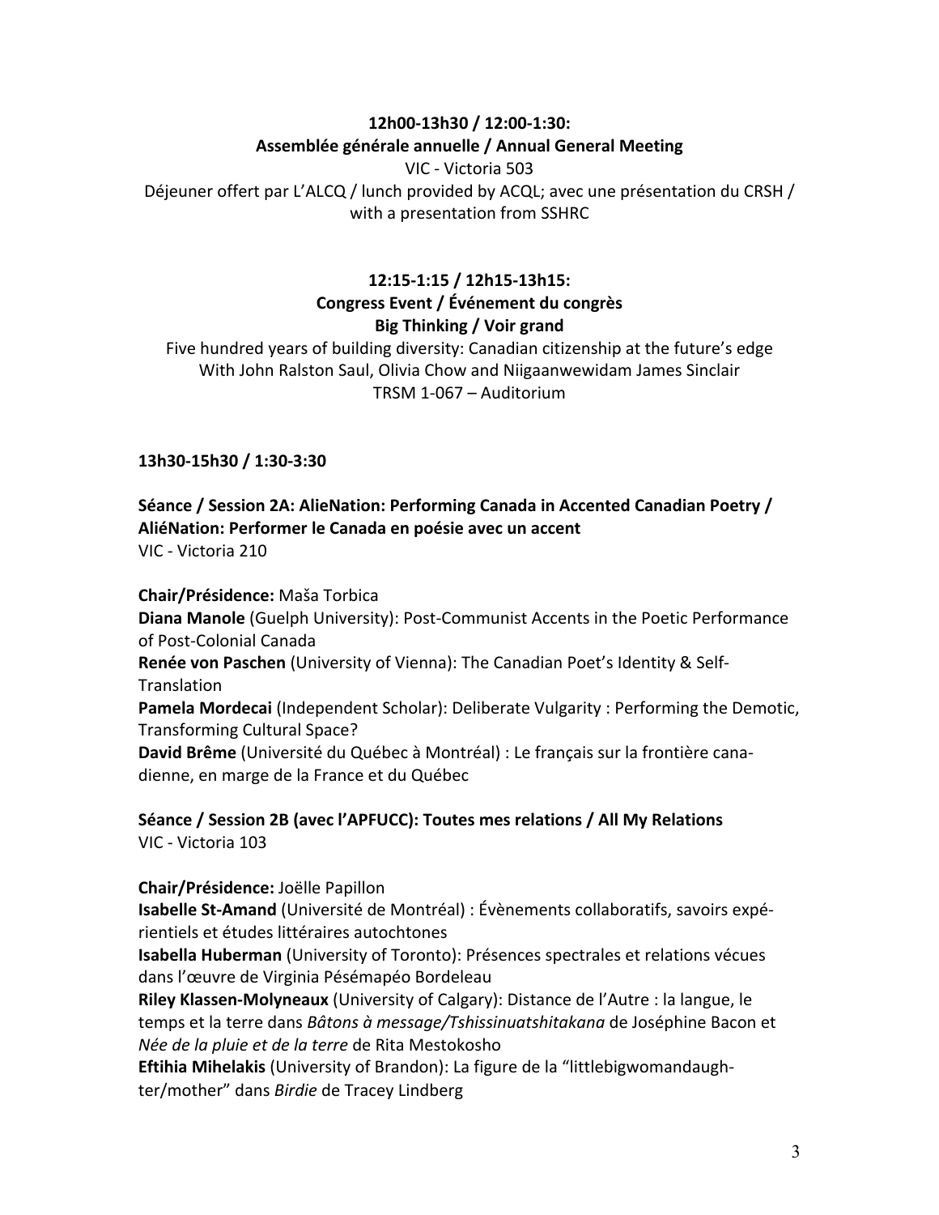**12h00-13h30 / 12:00-1:30:**
**Assemblée générale annuelle / Annual General Meeting**
VIC - Victoria 503
Déjeuner offert par L'ALCQ / lunch provided by ACQL; avec une présentation du CRSH / with a presentation from SSHRC

**12:15-1:15 / 12h15-13h15:**
**Congress Event / Événement du congrès**
**Big Thinking / Voir grand**
Five hundred years of building diversity: Canadian citizenship at the future's edge
With John Ralston Saul, Olivia Chow and Niigaanwewidam James Sinclair
TRSM 1-067 – Auditorium

**13h30-15h30 / 1:30-3:30**

**Séance / Session 2A: AlieNation: Performing Canada in Accented Canadian Poetry / AliéNation: Performer le Canada en poésie avec un accent**
VIC - Victoria 210

**Chair/Présidence:** Maša Torbica
**Diana Manole** (Guelph University): Post-Communist Accents in the Poetic Performance of Post-Colonial Canada
**Renée von Paschen** (University of Vienna): The Canadian Poet's Identity & Self-Translation
**Pamela Mordecai** (Independent Scholar): Deliberate Vulgarity : Performing the Demotic, Transforming Cultural Space?
**David Brême** (Université du Québec à Montréal) : Le français sur la frontière canadienne, en marge de la France et du Québec

**Séance / Session 2B (avec l'APFUCC): Toutes mes relations / All My Relations**
VIC - Victoria 103

**Chair/Présidence:** Joëlle Papillon
**Isabelle St-Amand** (Université de Montréal) : Évènements collaboratifs, savoirs expérientiels et études littéraires autochtones
**Isabella Huberman** (University of Toronto): Présences spectrales et relations vécues dans l'œuvre de Virginia Pésémapéo Bordeleau
**Riley Klassen-Molyneaux** (University of Calgary): Distance de l'Autre : la langue, le temps et la terre dans *Bâtons à message/Tshissinuatshitakana* de Joséphine Bacon et *Née de la pluie et de la terre* de Rita Mestokosho
**Eftihia Mihelakis** (University of Brandon): La figure de la "littlebigwomandaughter/mother" dans *Birdie* de Tracey Lindberg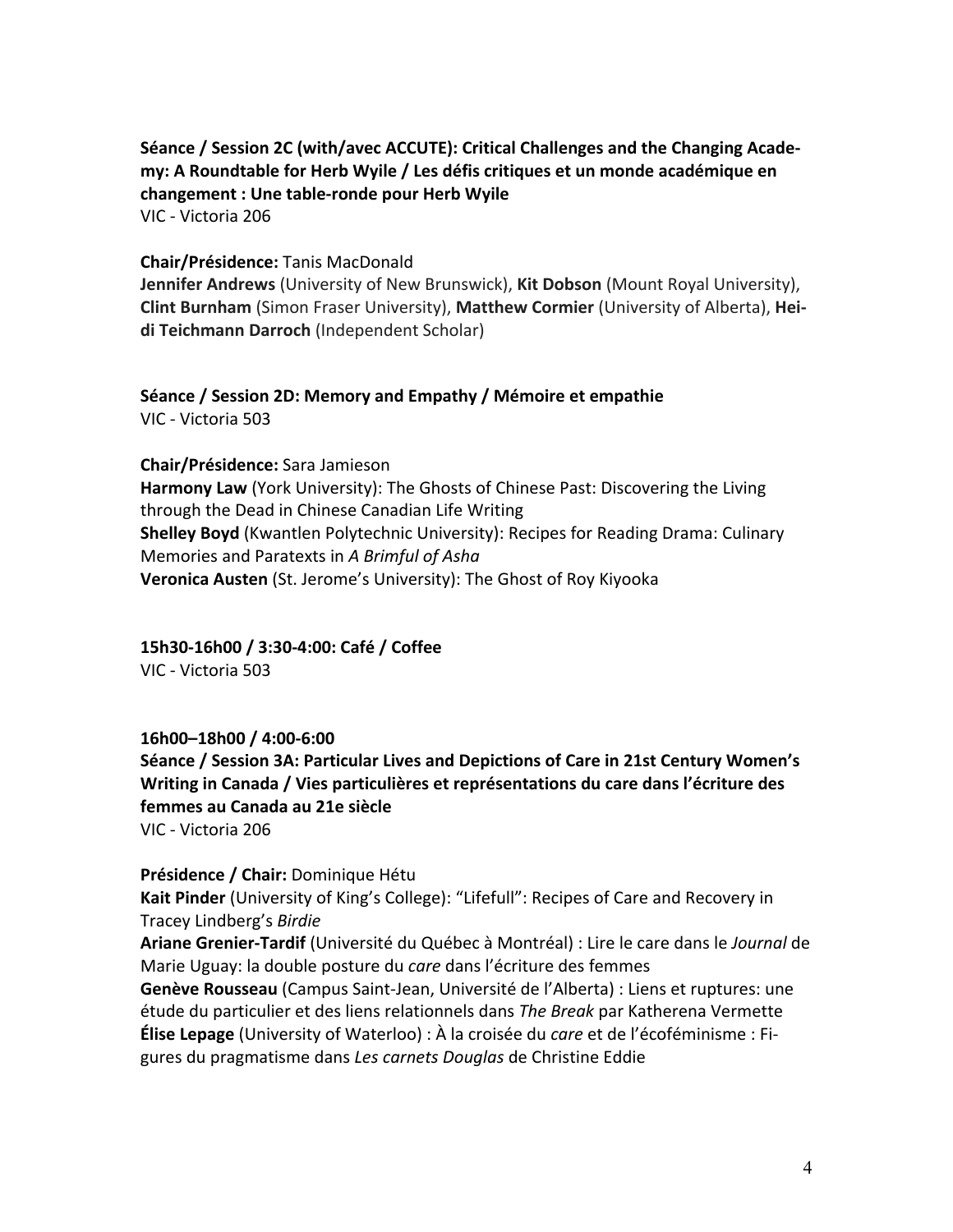**Séance / Session 2C (with/avec ACCUTE): Critical Challenges and the Changing Academy: A Roundtable for Herb Wyile / Les défis critiques et un monde académique en changement : Une table-ronde pour Herb Wyile**
VIC - Victoria 206

**Chair/Présidence:** Tanis MacDonald
**Jennifer Andrews** (University of New Brunswick), **Kit Dobson** (Mount Royal University), **Clint Burnham** (Simon Fraser University), **Matthew Cormier** (University of Alberta), **Heidi Teichmann Darroch** (Independent Scholar)

**Séance / Session 2D: Memory and Empathy / Mémoire et empathie**
VIC - Victoria 503

**Chair/Présidence:** Sara Jamieson
**Harmony Law** (York University): The Ghosts of Chinese Past: Discovering the Living through the Dead in Chinese Canadian Life Writing
**Shelley Boyd** (Kwantlen Polytechnic University): Recipes for Reading Drama: Culinary Memories and Paratexts in *A Brimful of Asha*
**Veronica Austen** (St. Jerome's University): The Ghost of Roy Kiyooka

**15h30-16h00 / 3:30-4:00: Café / Coffee**
VIC - Victoria 503

**16h00–18h00 / 4:00-6:00**
**Séance / Session 3A: Particular Lives and Depictions of Care in 21st Century Women's Writing in Canada / Vies particulières et représentations du care dans l'écriture des femmes au Canada au 21e siècle**
VIC - Victoria 206

**Présidence / Chair:** Dominique Hétu
**Kait Pinder** (University of King's College): "Lifefull": Recipes of Care and Recovery in Tracey Lindberg's *Birdie*
**Ariane Grenier-Tardif** (Université du Québec à Montréal) : Lire le care dans le *Journal* de Marie Uguay: la double posture du *care* dans l'écriture des femmes
**Genève Rousseau** (Campus Saint-Jean, Université de l'Alberta) : Liens et ruptures: une étude du particulier et des liens relationnels dans *The Break* par Katherena Vermette
**Élise Lepage** (University of Waterloo) : À la croisée du *care* et de l'écoféminisme : Figures du pragmatisme dans *Les carnets Douglas* de Christine Eddie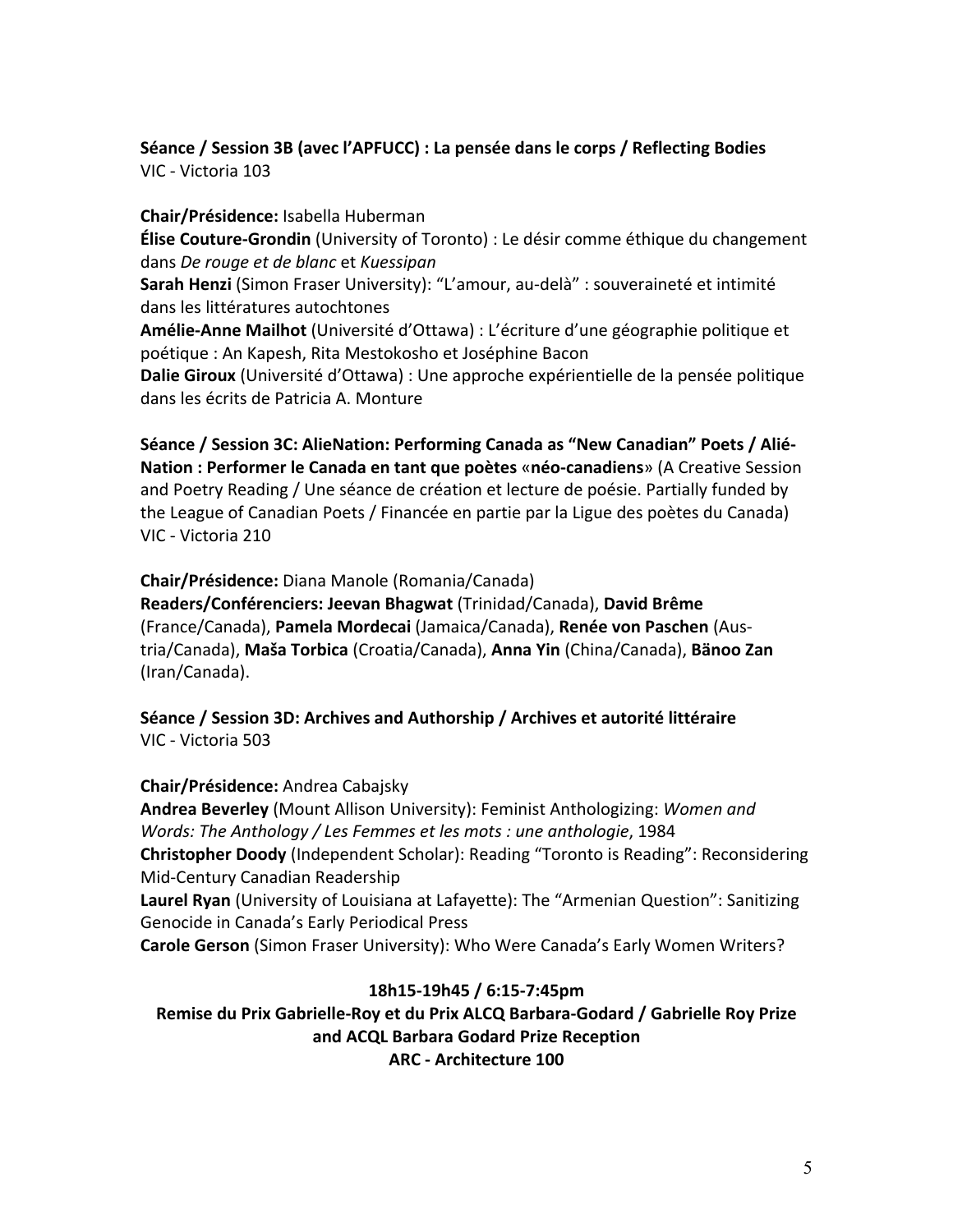**Séance / Session 3B (avec l'APFUCC) : La pensée dans le corps / Reflecting Bodies**
VIC - Victoria 103

**Chair/Présidence:** Isabella Huberman
**Élise Couture-Grondin** (University of Toronto) : Le désir comme éthique du changement dans *De rouge et de blanc* et *Kuessipan*
**Sarah Henzi** (Simon Fraser University): "L'amour, au-delà" : souveraineté et intimité dans les littératures autochtones
**Amélie-Anne Mailhot** (Université d'Ottawa) : L'écriture d'une géographie politique et poétique : An Kapesh, Rita Mestokosho et Joséphine Bacon
**Dalie Giroux** (Université d'Ottawa) : Une approche expérientielle de la pensée politique dans les écrits de Patricia A. Monture

**Séance / Session 3C: AlieNation: Performing Canada as "New Canadian" Poets / Alié-Nation : Performer le Canada en tant que poètes «néo-canadiens»** (A Creative Session and Poetry Reading / Une séance de création et lecture de poésie. Partially funded by the League of Canadian Poets / Financée en partie par la Ligue des poètes du Canada)
VIC - Victoria 210

**Chair/Présidence:** Diana Manole (Romania/Canada)
**Readers/Conférenciers: Jeevan Bhagwat** (Trinidad/Canada), **David Brême** (France/Canada), **Pamela Mordecai** (Jamaica/Canada), **Renée von Paschen** (Austria/Canada), **Maša Torbica** (Croatia/Canada), **Anna Yin** (China/Canada), **Bänoo Zan** (Iran/Canada).

**Séance / Session 3D: Archives and Authorship / Archives et autorité littéraire**
VIC - Victoria 503

**Chair/Présidence:** Andrea Cabajsky
**Andrea Beverley** (Mount Allison University): Feminist Anthologizing: *Women and Words: The Anthology / Les Femmes et les mots : une anthologie*, 1984
**Christopher Doody** (Independent Scholar): Reading "Toronto is Reading": Reconsidering Mid-Century Canadian Readership
**Laurel Ryan** (University of Louisiana at Lafayette): The "Armenian Question": Sanitizing Genocide in Canada's Early Periodical Press
**Carole Gerson** (Simon Fraser University): Who Were Canada's Early Women Writers?

**18h15-19h45 / 6:15-7:45pm**
**Remise du Prix Gabrielle-Roy et du Prix ALCQ Barbara-Godard / Gabrielle Roy Prize and ACQL Barbara Godard Prize Reception**
**ARC - Architecture 100**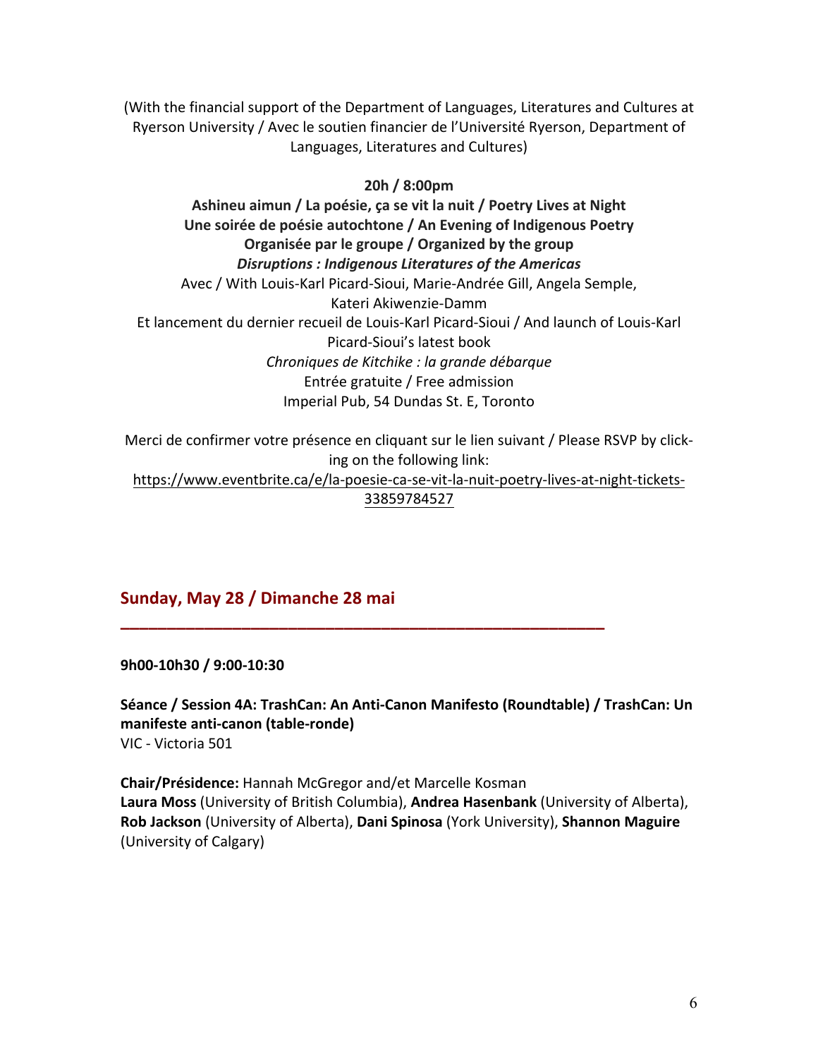(With the financial support of the Department of Languages, Literatures and Cultures at Ryerson University / Avec le soutien financier de l'Université Ryerson, Department of Languages, Literatures and Cultures)

**20h / 8:00pm**

**Ashineu aimun / La poésie, ça se vit la nuit / Poetry Lives at Night**
**Une soirée de poésie autochtone / An Evening of Indigenous Poetry**
**Organisée par le groupe / Organized by the group**
***Disruptions : Indigenous Literatures of the Americas***
Avec / With Louis-Karl Picard-Sioui, Marie-Andrée Gill, Angela Semple, Kateri Akiwenzie-Damm
Et lancement du dernier recueil de Louis-Karl Picard-Sioui / And launch of Louis-Karl Picard-Sioui's latest book
*Chroniques de Kitchike : la grande débarque*
Entrée gratuite / Free admission
Imperial Pub, 54 Dundas St. E, Toronto

Merci de confirmer votre présence en cliquant sur le lien suivant / Please RSVP by clicking on the following link:
https://www.eventbrite.ca/e/la-poesie-ca-se-vit-la-nuit-poetry-lives-at-night-tickets-33859784527

## Sunday, May 28 / Dimanche 28 mai

---

**9h00-10h30 / 9:00-10:30**

**Séance / Session 4A: TrashCan: An Anti-Canon Manifesto (Roundtable) / TrashCan: Un manifeste anti-canon (table-ronde)**
VIC - Victoria 501

**Chair/Présidence:** Hannah McGregor and/et Marcelle Kosman
**Laura Moss** (University of British Columbia), **Andrea Hasenbank** (University of Alberta), **Rob Jackson** (University of Alberta), **Dani Spinosa** (York University), **Shannon Maguire** (University of Calgary)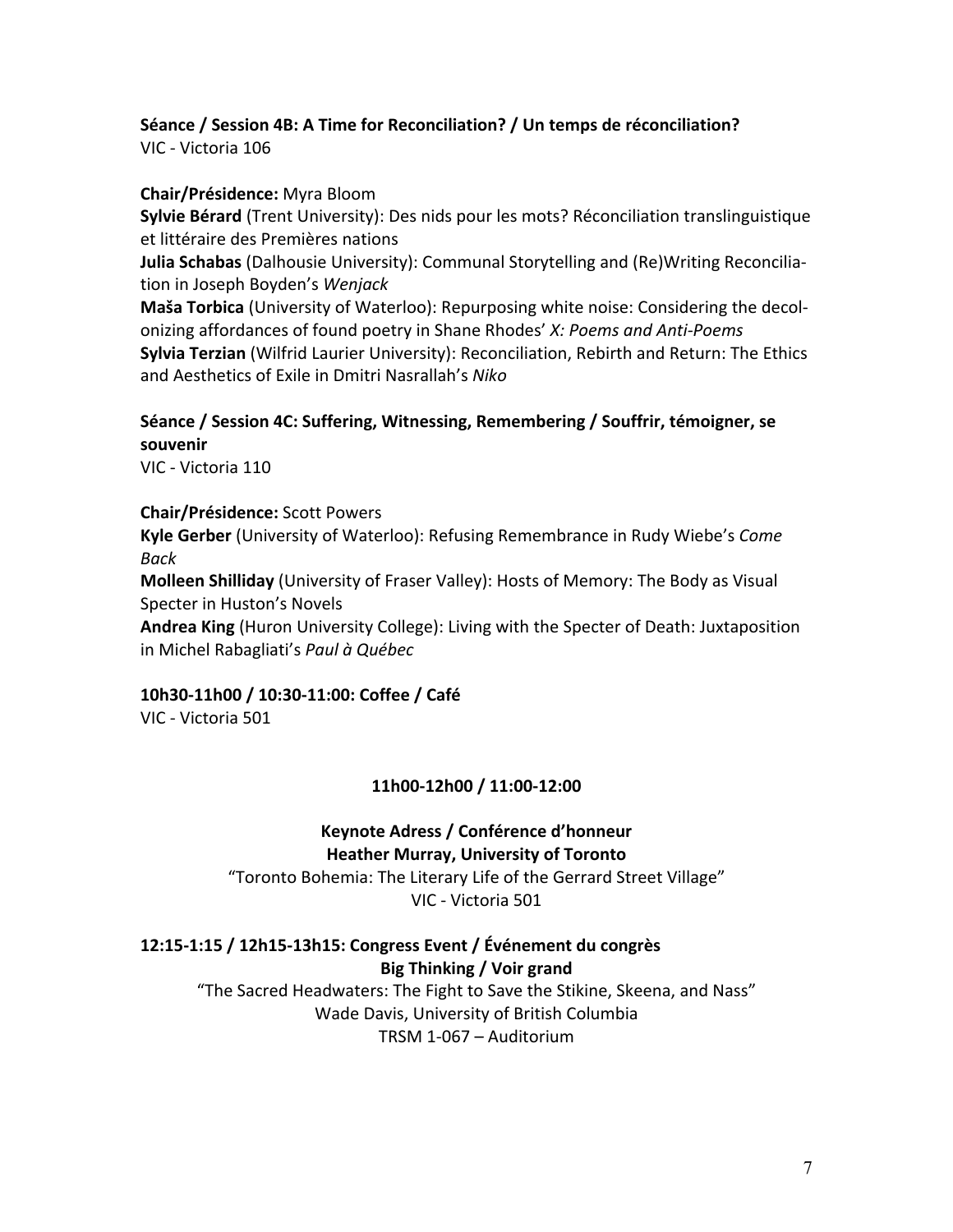**Séance / Session 4B: A Time for Reconciliation? / Un temps de réconciliation?**
VIC - Victoria 106

**Chair/Présidence:** Myra Bloom
**Sylvie Bérard** (Trent University): Des nids pour les mots? Réconciliation translinguistique et littéraire des Premières nations
**Julia Schabas** (Dalhousie University): Communal Storytelling and (Re)Writing Reconciliation in Joseph Boyden's *Wenjack*
**Maša Torbica** (University of Waterloo): Repurposing white noise: Considering the decolonizing affordances of found poetry in Shane Rhodes' *X: Poems and Anti-Poems*
**Sylvia Terzian** (Wilfrid Laurier University): Reconciliation, Rebirth and Return: The Ethics and Aesthetics of Exile in Dmitri Nasrallah's *Niko*

**Séance / Session 4C: Suffering, Witnessing, Remembering / Souffrir, témoigner, se souvenir**
VIC - Victoria 110

**Chair/Présidence:** Scott Powers
**Kyle Gerber** (University of Waterloo): Refusing Remembrance in Rudy Wiebe's *Come Back*
**Molleen Shilliday** (University of Fraser Valley): Hosts of Memory: The Body as Visual Specter in Huston's Novels
**Andrea King** (Huron University College): Living with the Specter of Death: Juxtaposition in Michel Rabagliati's *Paul à Québec*

**10h30-11h00 / 10:30-11:00: Coffee / Café**
VIC - Victoria 501

**11h00-12h00 / 11:00-12:00**

**Keynote Adress / Conférence d'honneur**
**Heather Murray, University of Toronto**
"Toronto Bohemia: The Literary Life of the Gerrard Street Village"
VIC - Victoria 501

**12:15-1:15 / 12h15-13h15: Congress Event / Événement du congrès**
**Big Thinking / Voir grand**
"The Sacred Headwaters: The Fight to Save the Stikine, Skeena, and Nass"
Wade Davis, University of British Columbia
TRSM 1-067 – Auditorium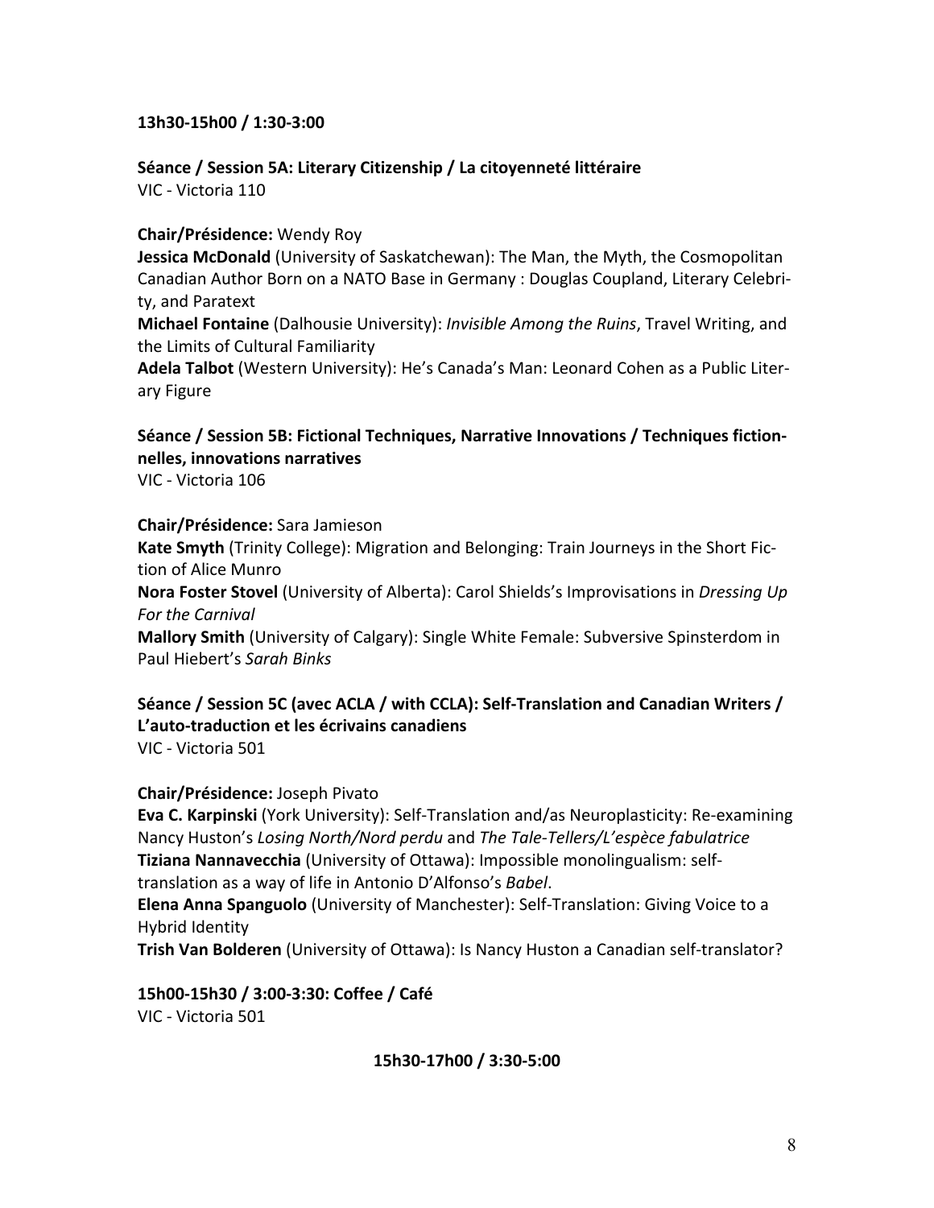**13h30-15h00 / 1:30-3:00**

**Séance / Session 5A: Literary Citizenship / La citoyenneté littéraire**
VIC - Victoria 110

**Chair/Présidence:** Wendy Roy
**Jessica McDonald** (University of Saskatchewan): The Man, the Myth, the Cosmopolitan Canadian Author Born on a NATO Base in Germany : Douglas Coupland, Literary Celebrity, and Paratext
**Michael Fontaine** (Dalhousie University): *Invisible Among the Ruins*, Travel Writing, and the Limits of Cultural Familiarity
**Adela Talbot** (Western University): He's Canada's Man: Leonard Cohen as a Public Literary Figure

**Séance / Session 5B: Fictional Techniques, Narrative Innovations / Techniques fictionnelles, innovations narratives**
VIC - Victoria 106

**Chair/Présidence:** Sara Jamieson
**Kate Smyth** (Trinity College): Migration and Belonging: Train Journeys in the Short Fiction of Alice Munro
**Nora Foster Stovel** (University of Alberta): Carol Shields's Improvisations in *Dressing Up For the Carnival*
**Mallory Smith** (University of Calgary): Single White Female: Subversive Spinsterdom in Paul Hiebert's *Sarah Binks*

**Séance / Session 5C (avec ACLA / with CCLA): Self-Translation and Canadian Writers / L'auto-traduction et les écrivains canadiens**
VIC - Victoria 501

**Chair/Présidence:** Joseph Pivato
**Eva C. Karpinski** (York University): Self-Translation and/as Neuroplasticity: Re-examining Nancy Huston's *Losing North/Nord perdu* and *The Tale-Tellers/L'espèce fabulatrice*
**Tiziana Nannavecchia** (University of Ottawa): Impossible monolingualism: self-translation as a way of life in Antonio D'Alfonso's *Babel*.
**Elena Anna Spanguolo** (University of Manchester): Self-Translation: Giving Voice to a Hybrid Identity
**Trish Van Bolderen** (University of Ottawa): Is Nancy Huston a Canadian self-translator?

**15h00-15h30 / 3:00-3:30: Coffee / Café**
VIC - Victoria 501

**15h30-17h00 / 3:30-5:00**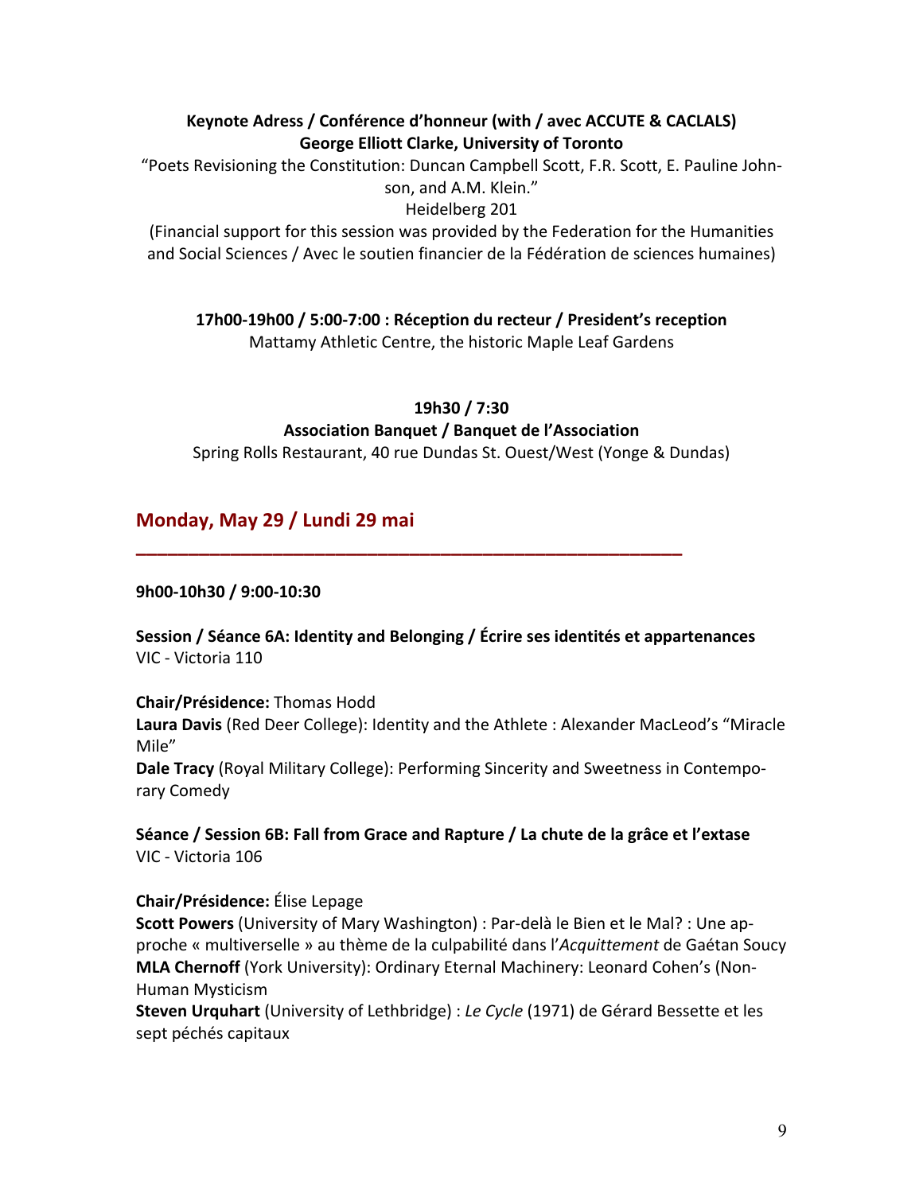**Keynote Adress / Conférence d'honneur (with / avec ACCUTE & CACLALS)**
**George Elliott Clarke, University of Toronto**

"Poets Revisioning the Constitution: Duncan Campbell Scott, F.R. Scott, E. Pauline Johnson, and A.M. Klein."

Heidelberg 201

(Financial support for this session was provided by the Federation for the Humanities and Social Sciences / Avec le soutien financier de la Fédération de sciences humaines)

**17h00-19h00 / 5:00-7:00 : Réception du recteur / President's reception**

Mattamy Athletic Centre, the historic Maple Leaf Gardens

**19h30 / 7:30**

**Association Banquet / Banquet de l'Association**

Spring Rolls Restaurant, 40 rue Dundas St. Ouest/West (Yonge & Dundas)

## Monday, May 29 / Lundi 29 mai

**9h00-10h30 / 9:00-10:30**

**Session / Séance 6A: Identity and Belonging / Écrire ses identités et appartenances**

VIC - Victoria 110

**Chair/Présidence:** Thomas Hodd

**Laura Davis** (Red Deer College): Identity and the Athlete : Alexander MacLeod's "Miracle Mile"

**Dale Tracy** (Royal Military College): Performing Sincerity and Sweetness in Contemporary Comedy

**Séance / Session 6B: Fall from Grace and Rapture / La chute de la grâce et l'extase**

VIC - Victoria 106

**Chair/Présidence:** Élise Lepage

**Scott Powers** (University of Mary Washington) : Par-delà le Bien et le Mal? : Une approche « multiverselle » au thème de la culpabilité dans l'*Acquittement* de Gaétan Soucy

**MLA Chernoff** (York University): Ordinary Eternal Machinery: Leonard Cohen's (Non-Human Mysticism

**Steven Urquhart** (University of Lethbridge) : *Le Cycle* (1971) de Gérard Bessette et les sept péchés capitaux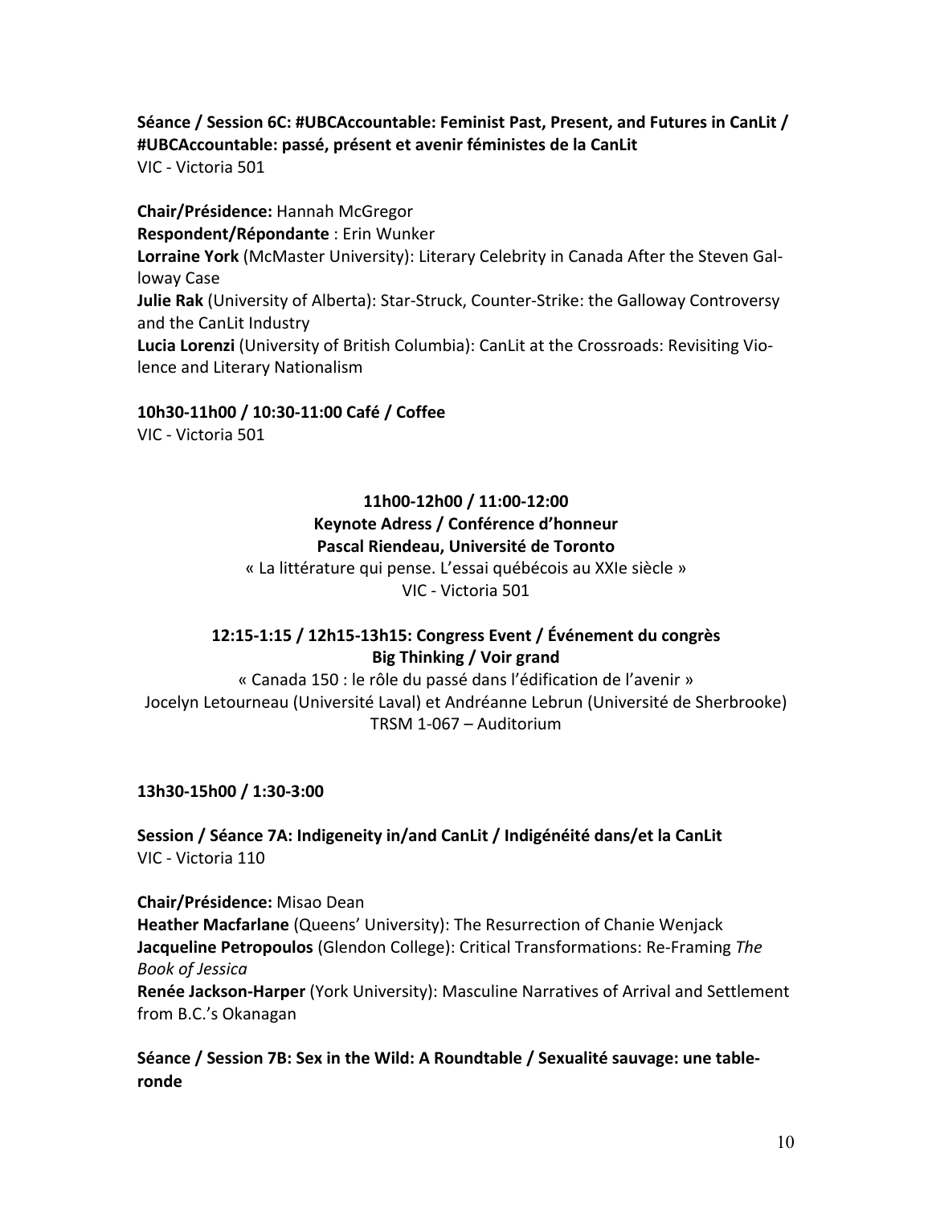**Séance / Session 6C: #UBCAccountable: Feminist Past, Present, and Futures in CanLit / #UBCAccountable: passé, présent et avenir féministes de la CanLit**
VIC - Victoria 501

**Chair/Présidence:** Hannah McGregor
**Respondent/Répondante** : Erin Wunker
**Lorraine York** (McMaster University): Literary Celebrity in Canada After the Steven Galloway Case
**Julie Rak** (University of Alberta): Star-Struck, Counter-Strike: the Galloway Controversy and the CanLit Industry
**Lucia Lorenzi** (University of British Columbia): CanLit at the Crossroads: Revisiting Violence and Literary Nationalism

**10h30-11h00 / 10:30-11:00 Café / Coffee**
VIC - Victoria 501

**11h00-12h00 / 11:00-12:00**
**Keynote Adress / Conférence d'honneur**
**Pascal Riendeau, Université de Toronto**
« La littérature qui pense. L'essai québécois au XXIe siècle »
VIC - Victoria 501

**12:15-1:15 / 12h15-13h15: Congress Event / Événement du congrès**
**Big Thinking / Voir grand**
« Canada 150 : le rôle du passé dans l'édification de l'avenir »
Jocelyn Letourneau (Université Laval) et Andréanne Lebrun (Université de Sherbrooke)
TRSM 1-067 – Auditorium

**13h30-15h00 / 1:30-3:00**

**Session / Séance 7A: Indigeneity in/and CanLit / Indigénéité dans/et la CanLit**
VIC - Victoria 110

**Chair/Présidence:** Misao Dean
**Heather Macfarlane** (Queens' University): The Resurrection of Chanie Wenjack
**Jacqueline Petropoulos** (Glendon College): Critical Transformations: Re-Framing *The Book of Jessica*
**Renée Jackson-Harper** (York University): Masculine Narratives of Arrival and Settlement from B.C.'s Okanagan

**Séance / Session 7B: Sex in the Wild: A Roundtable / Sexualité sauvage: une table-ronde**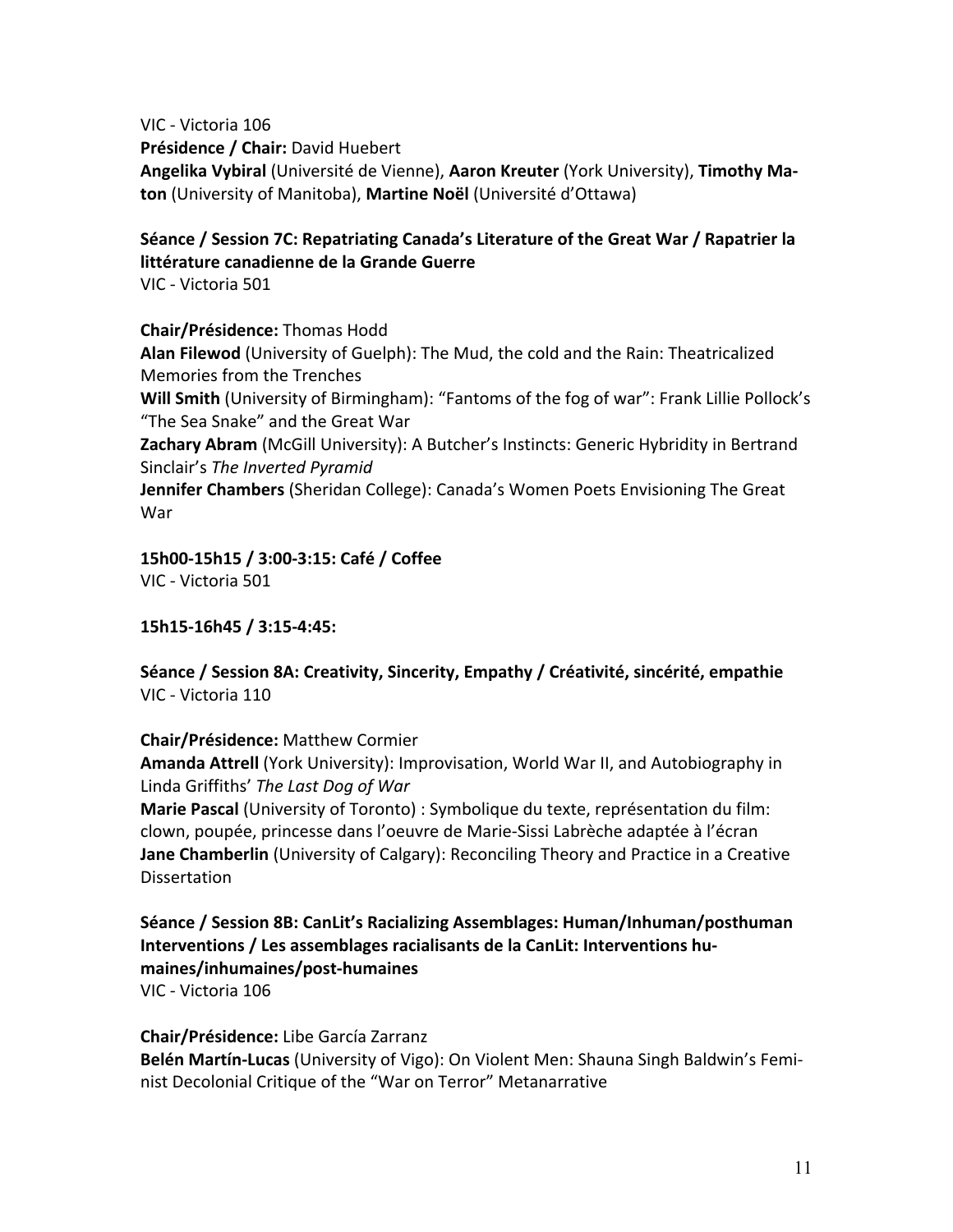VIC - Victoria 106

**Présidence / Chair:** David Huebert

**Angelika Vybiral** (Université de Vienne), **Aaron Kreuter** (York University), **Timothy Maton** (University of Manitoba), **Martine Noël** (Université d'Ottawa)

**Séance / Session 7C: Repatriating Canada's Literature of the Great War / Rapatrier la littérature canadienne de la Grande Guerre**

VIC - Victoria 501

**Chair/Présidence:** Thomas Hodd

**Alan Filewod** (University of Guelph): The Mud, the cold and the Rain: Theatricalized Memories from the Trenches

**Will Smith** (University of Birmingham): "Fantoms of the fog of war": Frank Lillie Pollock's "The Sea Snake" and the Great War

**Zachary Abram** (McGill University): A Butcher's Instincts: Generic Hybridity in Bertrand Sinclair's *The Inverted Pyramid*

**Jennifer Chambers** (Sheridan College): Canada's Women Poets Envisioning The Great War

**15h00-15h15 / 3:00-3:15: Café / Coffee**

VIC - Victoria 501

**15h15-16h45 / 3:15-4:45:**

**Séance / Session 8A: Creativity, Sincerity, Empathy / Créativité, sincérité, empathie**

VIC - Victoria 110

**Chair/Présidence:** Matthew Cormier

**Amanda Attrell** (York University): Improvisation, World War II, and Autobiography in Linda Griffiths' *The Last Dog of War*

**Marie Pascal** (University of Toronto) : Symbolique du texte, représentation du film: clown, poupée, princesse dans l'oeuvre de Marie-Sissi Labrèche adaptée à l'écran

**Jane Chamberlin** (University of Calgary): Reconciling Theory and Practice in a Creative Dissertation

**Séance / Session 8B: CanLit's Racializing Assemblages: Human/Inhuman/posthuman Interventions / Les assemblages racialisants de la CanLit: Interventions humaines/inhumaines/post-humaines**

VIC - Victoria 106

**Chair/Présidence:** Libe García Zarranz

**Belén Martín-Lucas** (University of Vigo): On Violent Men: Shauna Singh Baldwin's Feminist Decolonial Critique of the "War on Terror" Metanarrative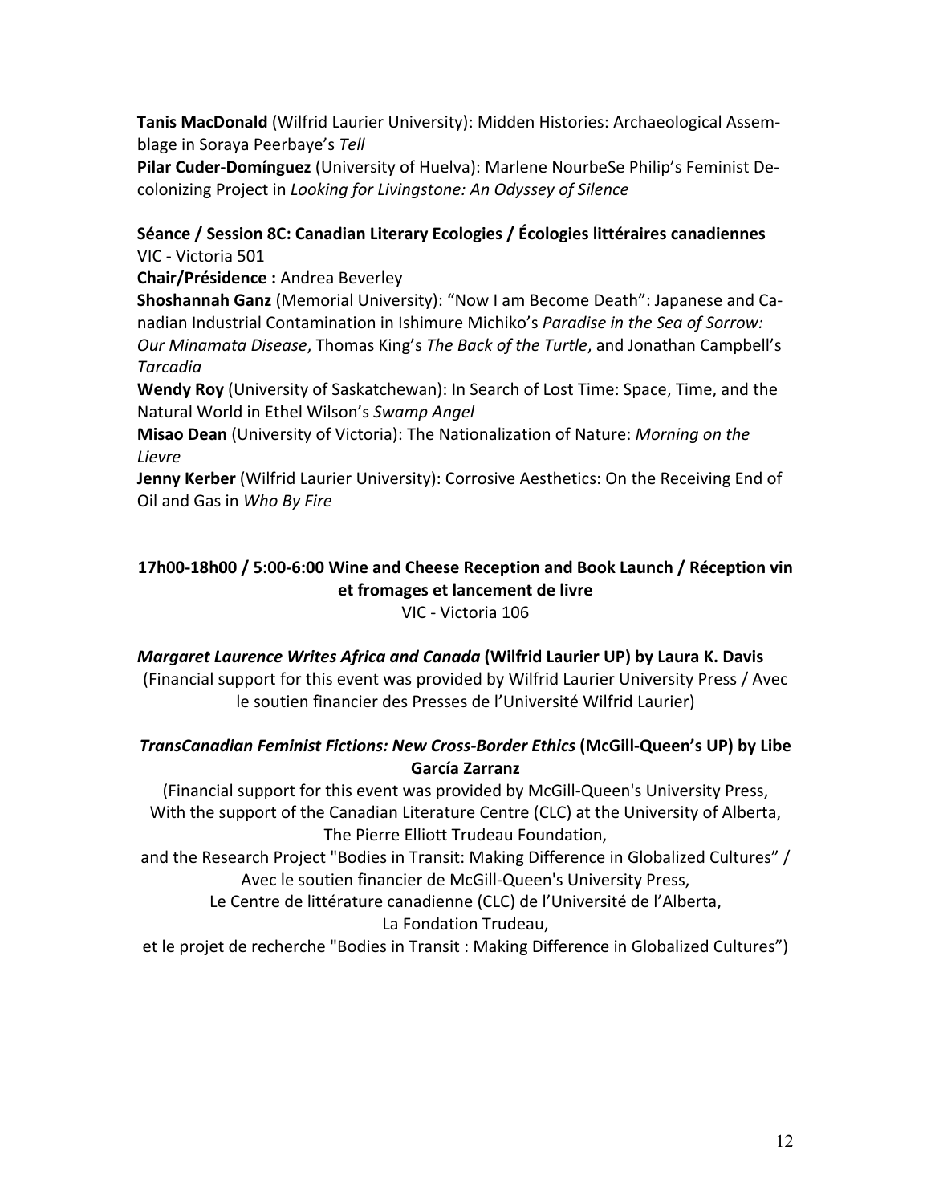**Tanis MacDonald** (Wilfrid Laurier University): Midden Histories: Archaeological Assemblage in Soraya Peerbaye's *Tell*

**Pilar Cuder-Domínguez** (University of Huelva): Marlene NourbeSe Philip's Feminist Decolonizing Project in *Looking for Livingstone: An Odyssey of Silence*

**Séance / Session 8C: Canadian Literary Ecologies / Écologies littéraires canadiennes**
VIC - Victoria 501

**Chair/Présidence :** Andrea Beverley

**Shoshannah Ganz** (Memorial University): "Now I am Become Death": Japanese and Canadian Industrial Contamination in Ishimure Michiko's *Paradise in the Sea of Sorrow: Our Minamata Disease*, Thomas King's *The Back of the Turtle*, and Jonathan Campbell's *Tarcadia*

**Wendy Roy** (University of Saskatchewan): In Search of Lost Time: Space, Time, and the Natural World in Ethel Wilson's *Swamp Angel*

**Misao Dean** (University of Victoria): The Nationalization of Nature: *Morning on the Lievre*

**Jenny Kerber** (Wilfrid Laurier University): Corrosive Aesthetics: On the Receiving End of Oil and Gas in *Who By Fire*

**17h00-18h00 / 5:00-6:00 Wine and Cheese Reception and Book Launch / Réception vin et fromages et lancement de livre**

VIC - Victoria 106

***Margaret Laurence Writes Africa and Canada* (Wilfrid Laurier UP) by Laura K. Davis**

(Financial support for this event was provided by Wilfrid Laurier University Press / Avec le soutien financier des Presses de l'Université Wilfrid Laurier)

***TransCanadian Feminist Fictions: New Cross-Border Ethics* (McGill-Queen's UP) by Libe García Zarranz**

(Financial support for this event was provided by McGill-Queen's University Press,
With the support of the Canadian Literature Centre (CLC) at the University of Alberta,
The Pierre Elliott Trudeau Foundation,
and the Research Project "Bodies in Transit: Making Difference in Globalized Cultures" /
Avec le soutien financier de McGill-Queen's University Press,
Le Centre de littérature canadienne (CLC) de l'Université de l'Alberta,
La Fondation Trudeau,
et le projet de recherche "Bodies in Transit : Making Difference in Globalized Cultures")